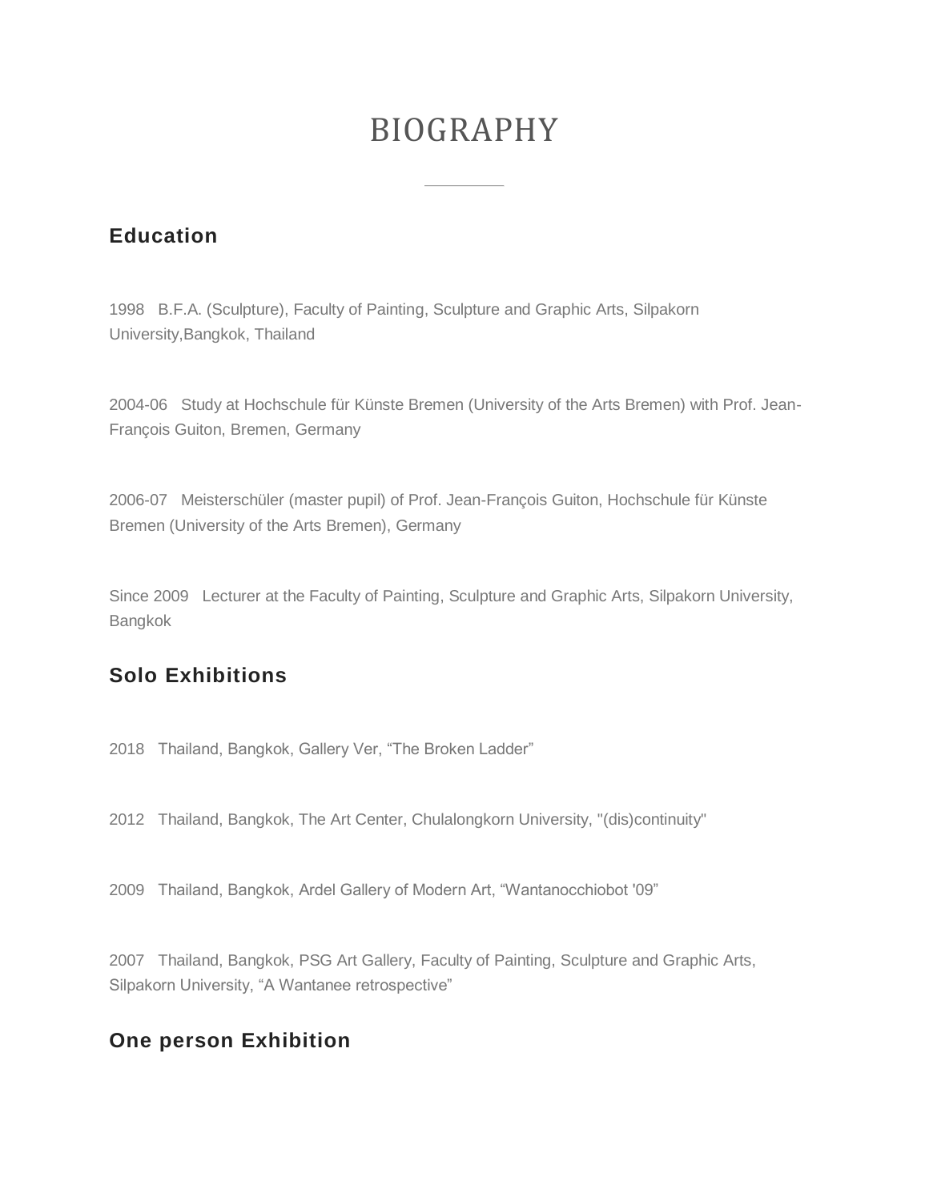# BIOGRAPHY

## Education

1998 B.F.A. (Sculpture), Faculty of Painting, Sculpture and Graphic Arts, Silpakorn University,Bangkok, Thailand

2004-06 Study at Hochschule für Künste Bremen (University of the Arts Bremen) with Prof. Jean-François Guiton, Bremen, Germany

2006-07 Meisterschüler (master pupil) of Prof. Jean-François Guiton, Hochschule für Künste Bremen (University of the Arts Bremen), Germany

Since 2009 Lecturer at the Faculty of Painting, Sculpture and Graphic Arts, Silpakorn University, Bangkok

## Solo Exhibitions

2018 Thailand, Bangkok, Gallery Ver, “The Broken Ladder”

2012 Thailand, Bangkok, The Art Center, Chulalongkorn University, "(dis)continuity"

2009 Thailand, Bangkok, Ardel Gallery of Modern Art, “Wantanocchiobot '09”

2007 Thailand, Bangkok, PSG Art Gallery, Faculty of Painting, Sculpture and Graphic Arts, Silpakorn University, “A Wantanee retrospective”

## One person Exhibition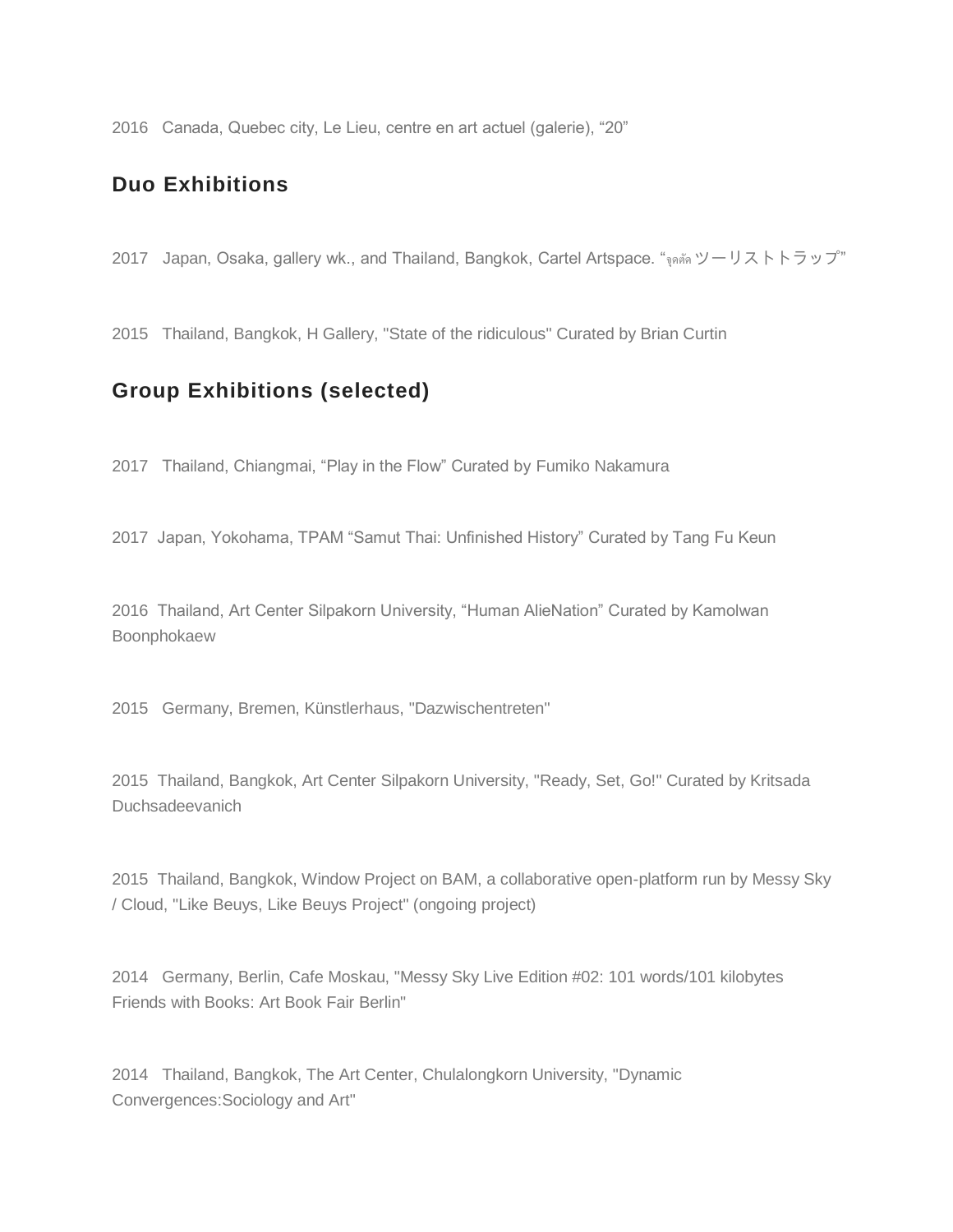2016 Canada, Quebec city, Le Lieu, centre en art actuel (galerie), “20”

## Duo Exhibitions

2017 Japan, Osaka, gallery wk., and Thailand, Bangkok, Cartel Artspace. “จุดตัด ツーリストトラップ”

2015 Thailand, Bangkok, H Gallery, "State of the ridiculous" Curated by Brian Curtin

## Group Exhibitions (selected)

2017 Thailand, Chiangmai, “Play in the Flow” Curated by Fumiko Nakamura

2017 Japan, Yokohama, TPAM “Samut Thai: Unfinished History” Curated by Tang Fu Keun

2016 Thailand, Art Center Silpakorn University, “Human AlieNation” Curated by Kamolwan Boonphokaew

2015 Germany, Bremen, Künstlerhaus, "Dazwischentreten"

2015 Thailand, Bangkok, Art Center Silpakorn University, "Ready, Set, Go!" Curated by Kritsada Duchsadeevanich

2015 Thailand, Bangkok, Window Project on BAM, a collaborative open-platform run by Messy Sky / Cloud, "Like Beuys, Like Beuys Project" (ongoing project)

2014 Germany, Berlin, Cafe Moskau, "Messy Sky Live Edition #02: 101 words/101 kilobytes Friends with Books: Art Book Fair Berlin"

2014 Thailand, Bangkok, The Art Center, Chulalongkorn University, "Dynamic Convergences:Sociology and Art"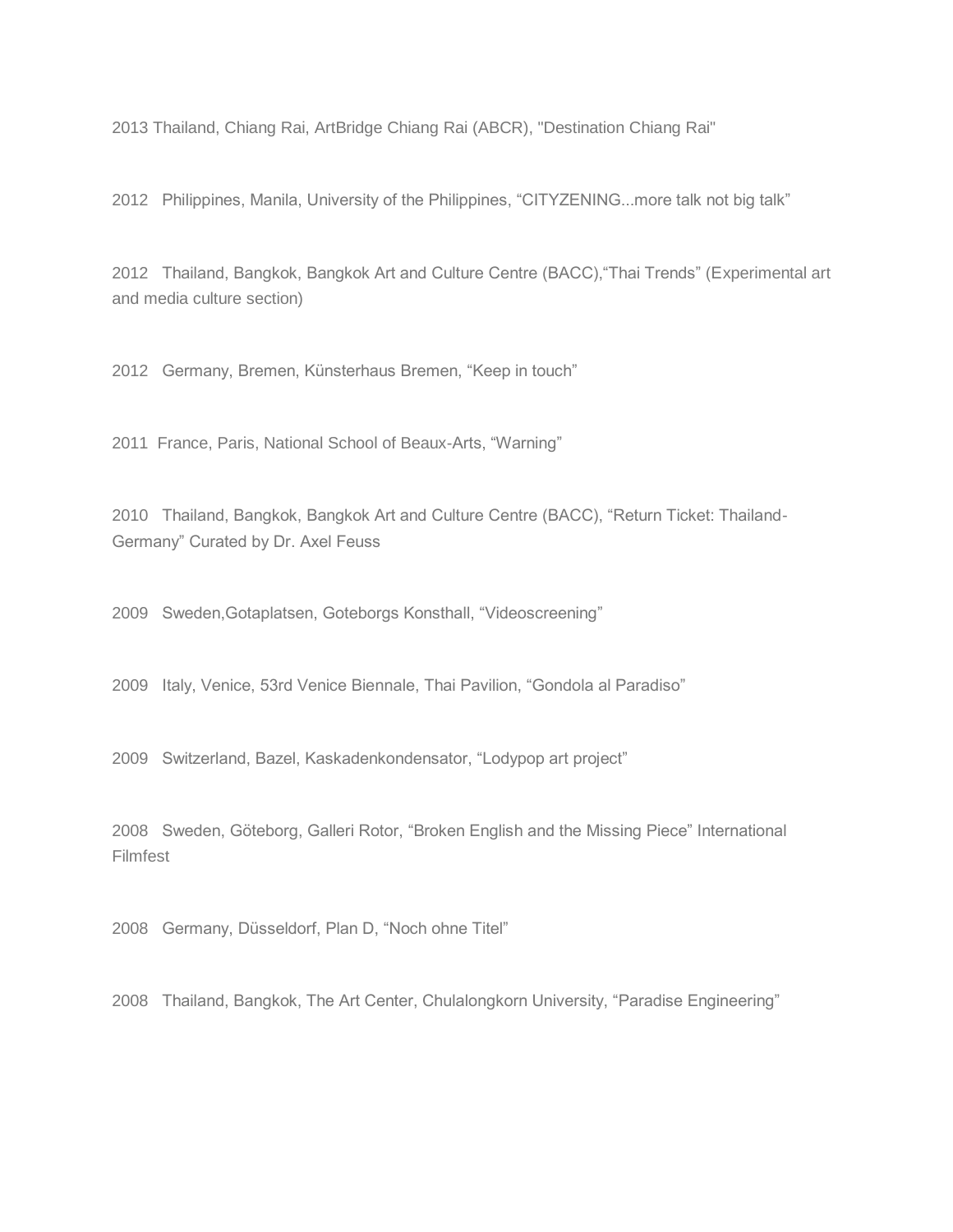2013 Thailand, Chiang Rai, ArtBridge Chiang Rai (ABCR), "Destination Chiang Rai"

2012 Philippines, Manila, University of the Philippines, "CITYZENING...more talk not big talk"

2012 Thailand, Bangkok, Bangkok Art and Culture Centre (BACC),"Thai Trends" (Experimental art and media culture section)

2012 Germany, Bremen, Künsterhaus Bremen, "Keep in touch"

2011 France, Paris, National School of Beaux-Arts, "Warning"

2010 Thailand, Bangkok, Bangkok Art and Culture Centre (BACC), "Return Ticket: Thailand-Germany" Curated by Dr. Axel Feuss

2009 Sweden,Gotaplatsen, Goteborgs Konsthall, "Videoscreening"

2009 Italy, Venice, 53rd Venice Biennale, Thai Pavilion, "Gondola al Paradiso"

2009 Switzerland, Bazel, Kaskadenkondensator, "Lodypop art project"

2008 Sweden, Göteborg, Galleri Rotor, "Broken English and the Missing Piece" International Filmfest

2008 Germany, Düsseldorf, Plan D, "Noch ohne Titel"

2008 Thailand, Bangkok, The Art Center, Chulalongkorn University, "Paradise Engineering"